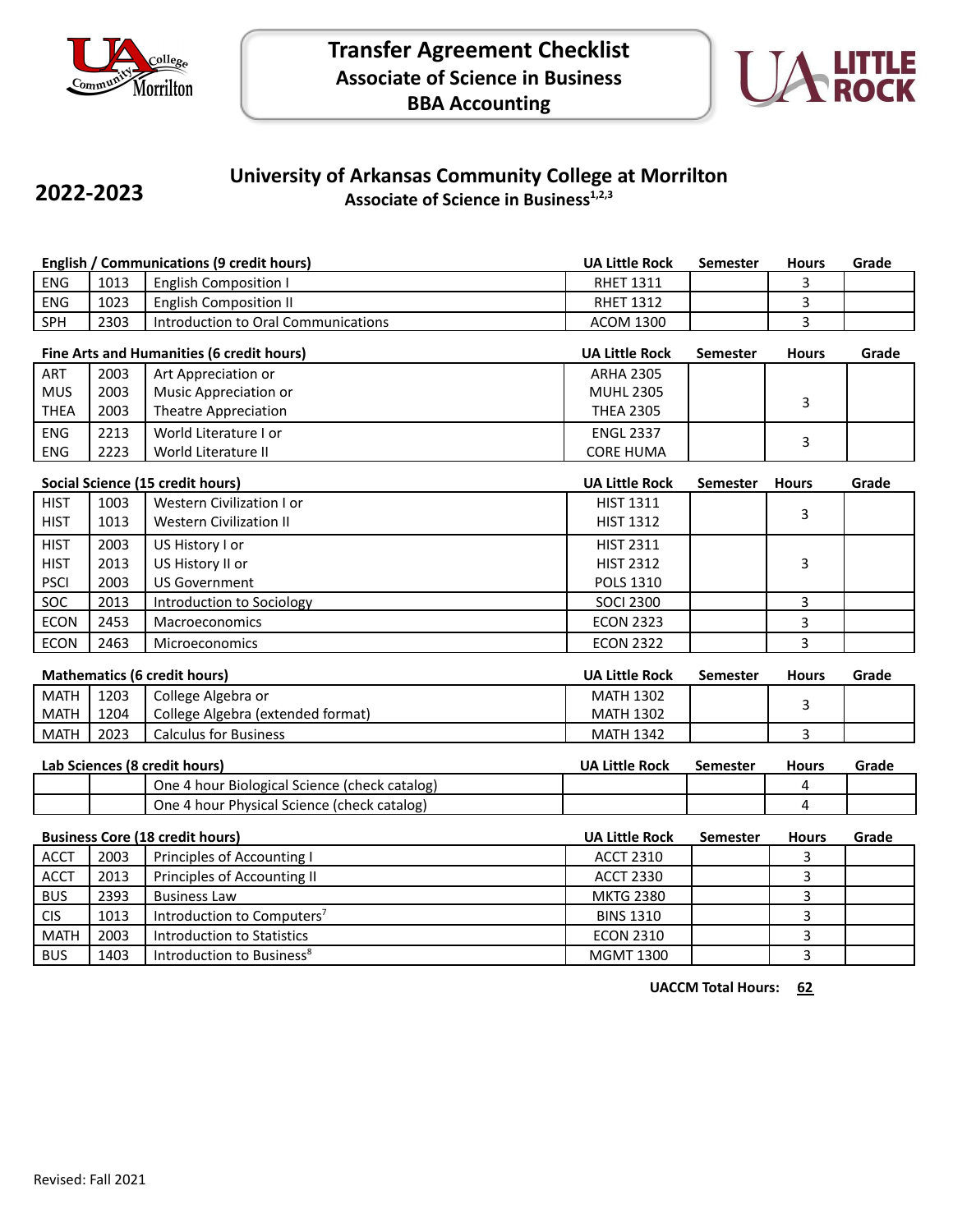# Transfer Agreement Checklist
## Associate of Science in Business
## BBA Accounting

**2022-2023**

## University of Arkansas Community College at Morrilton
**Associate of Science in Business[1,2,3]**

| English / Communications (9 credit hours) | | | UA Little Rock | Semester | Hours | Grade |
|---|---|---|---|---|---|---|
| ENG | 1013 | English Composition I | RHET 1311 | | 3 | |
| ENG | 1023 | English Composition II | RHET 1312 | | 3 | |
| SPH | 2303 | Introduction to Oral Communications | ACOM 1300 | | 3 | |

| Fine Arts and Humanities (6 credit hours) | | | UA Little Rock | Semester | Hours | Grade |
|---|---|---|---|---|---|---|
| ART<br>MUS<br>THEA | 2003<br>2003<br>2003 | Art Appreciation or<br>Music Appreciation or<br>Theatre Appreciation | ARHA 2305<br>MUHL 2305<br>THEA 2305 | | 3 | |
| ENG<br>ENG | 2213<br>2223 | World Literature I or<br>World Literature II | ENGL 2337<br>CORE HUMA | | 3 | |

| Social Science (15 credit hours) | | | UA Little Rock | Semester | Hours | Grade |
|---|---|---|---|---|---|---|
| HIST<br>HIST | 1003<br>1013 | Western Civilization I or<br>Western Civilization II | HIST 1311<br>HIST 1312 | | 3 | |
| HIST<br>HIST<br>PSCI | 2003<br>2013<br>2003 | US History I or<br>US History II or<br>US Government | HIST 2311<br>HIST 2312<br>POLS 1310 | | 3 | |
| SOC | 2013 | Introduction to Sociology | SOCI 2300 | | 3 | |
| ECON | 2453 | Macroeconomics | ECON 2323 | | 3 | |
| ECON | 2463 | Microeconomics | ECON 2322 | | 3 | |

| Mathematics (6 credit hours) | | | UA Little Rock | Semester | Hours | Grade |
|---|---|---|---|---|---|---|
| MATH<br>MATH | 1203<br>1204 | College Algebra or<br>College Algebra (extended format) | MATH 1302<br>MATH 1302 | | 3 | |
| MATH | 2023 | Calculus for Business | MATH 1342 | | 3 | |

| Lab Sciences (8 credit hours) | | | UA Little Rock | Semester | Hours | Grade |
|---|---|---|---|---|---|---|
| | | One 4 hour Biological Science (check catalog) | | | 4 | |
| | | One 4 hour Physical Science (check catalog) | | | 4 | |

| Business Core (18 credit hours) | | | UA Little Rock | Semester | Hours | Grade |
|---|---|---|---|---|---|---|
| ACCT | 2003 | Principles of Accounting I | ACCT 2310 | | 3 | |
| ACCT | 2013 | Principles of Accounting II | ACCT 2330 | | 3 | |
| BUS | 2393 | Business Law | MKTG 2380 | | 3 | |
| CIS | 1013 | Introduction to Computers[7] | BINS 1310 | | 3 | |
| MATH | 2003 | Introduction to Statistics | ECON 2310 | | 3 | |
| BUS | 1403 | Introduction to Business[8] | MGMT 1300 | | 3 | |

**UACCM Total Hours: 62**

Revised: Fall 2021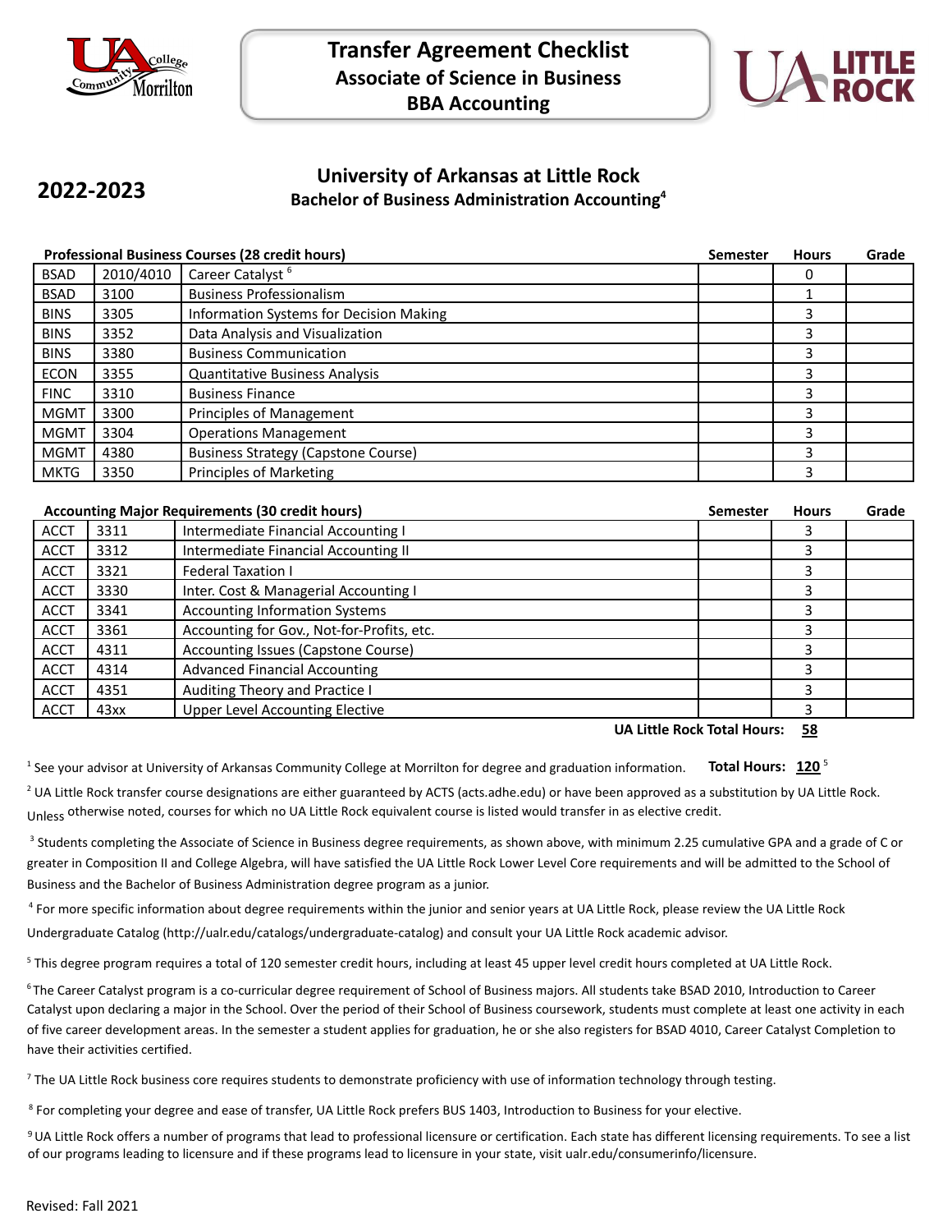# Transfer Agreement Checklist
## Associate of Science in Business
## BBA Accounting

**2022-2023**

## University of Arkansas at Little Rock
### Bachelor of Business Administration Accounting[4]

| Professional Business Courses (28 credit hours) | | | Semester | Hours | Grade |
|---|---|---|---|---|---|
| BSAD | 2010/4010 | Career Catalyst [6] | | 0 | |
| BSAD | 3100 | Business Professionalism | | 1 | |
| BINS | 3305 | Information Systems for Decision Making | | 3 | |
| BINS | 3352 | Data Analysis and Visualization | | 3 | |
| BINS | 3380 | Business Communication | | 3 | |
| ECON | 3355 | Quantitative Business Analysis | | 3 | |
| FINC | 3310 | Business Finance | | 3 | |
| MGMT | 3300 | Principles of Management | | 3 | |
| MGMT | 3304 | Operations Management | | 3 | |
| MGMT | 4380 | Business Strategy (Capstone Course) | | 3 | |
| MKTG | 3350 | Principles of Marketing | | 3 | |

| Accounting Major Requirements (30 credit hours) | | | Semester | Hours | Grade |
|---|---|---|---|---|---|
| ACCT | 3311 | Intermediate Financial Accounting I | | 3 | |
| ACCT | 3312 | Intermediate Financial Accounting II | | 3 | |
| ACCT | 3321 | Federal Taxation I | | 3 | |
| ACCT | 3330 | Inter. Cost & Managerial Accounting I | | 3 | |
| ACCT | 3341 | Accounting Information Systems | | 3 | |
| ACCT | 3361 | Accounting for Gov., Not-for-Profits, etc. | | 3 | |
| ACCT | 4311 | Accounting Issues (Capstone Course) | | 3 | |
| ACCT | 4314 | Advanced Financial Accounting | | 3 | |
| ACCT | 4351 | Auditing Theory and Practice I | | 3 | |
| ACCT | 43xx | Upper Level Accounting Elective | | 3 | |

**UA Little Rock Total Hours: 58**

**Total Hours: 120** [5]

[1] See your advisor at University of Arkansas Community College at Morrilton for degree and graduation information.

[2] UA Little Rock transfer course designations are either guaranteed by ACTS (acts.adhe.edu) or have been approved as a substitution by UA Little Rock. Unless otherwise noted, courses for which no UA Little Rock equivalent course is listed would transfer in as elective credit.

[3] Students completing the Associate of Science in Business degree requirements, as shown above, with minimum 2.25 cumulative GPA and a grade of C or greater in Composition II and College Algebra, will have satisfied the UA Little Rock Lower Level Core requirements and will be admitted to the School of Business and the Bachelor of Business Administration degree program as a junior.

[4] For more specific information about degree requirements within the junior and senior years at UA Little Rock, please review the UA Little Rock Undergraduate Catalog (http://ualr.edu/catalogs/undergraduate-catalog) and consult your UA Little Rock academic advisor.

[5] This degree program requires a total of 120 semester credit hours, including at least 45 upper level credit hours completed at UA Little Rock.

[6] The Career Catalyst program is a co-curricular degree requirement of School of Business majors. All students take BSAD 2010, Introduction to Career Catalyst upon declaring a major in the School. Over the period of their School of Business coursework, students must complete at least one activity in each of five career development areas. In the semester a student applies for graduation, he or she also registers for BSAD 4010, Career Catalyst Completion to have their activities certified.

[7] The UA Little Rock business core requires students to demonstrate proficiency with use of information technology through testing.

[8] For completing your degree and ease of transfer, UA Little Rock prefers BUS 1403, Introduction to Business for your elective.

[9] UA Little Rock offers a number of programs that lead to professional licensure or certification. Each state has different licensing requirements. To see a list of our programs leading to licensure and if these programs lead to licensure in your state, visit ualr.edu/consumerinfo/licensure.

Revised: Fall 2021